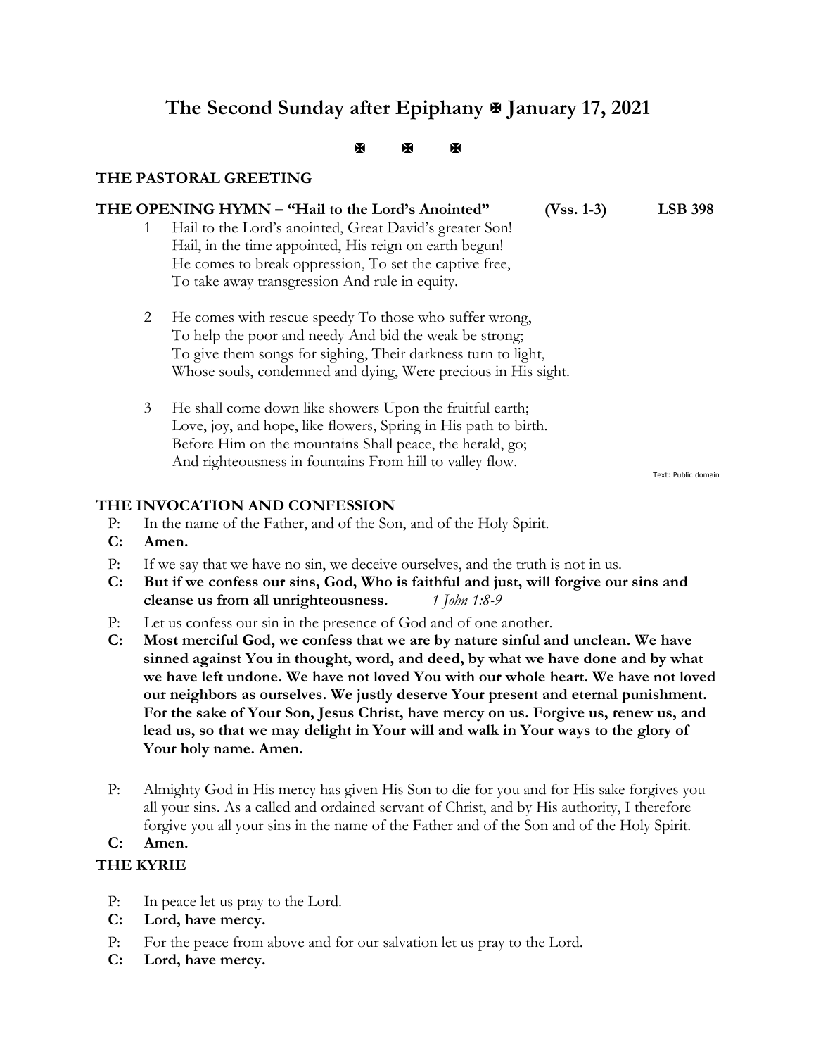# The Second Sunday after Epiphany ✠ January 17, 2021

✠ ✠ ✠

### THE PASTORAL GREETING

### THE OPENING HYMN – "Hail to the Lord's Anointed" (Vss. 1-3) LSB 398

1 Hail to the Lord's anointed, Great David's greater Son!
Hail, in the time appointed, His reign on earth begun!
He comes to break oppression, To set the captive free,
To take away transgression And rule in equity.

2 He comes with rescue speedy To those who suffer wrong,
To help the poor and needy And bid the weak be strong;
To give them songs for sighing, Their darkness turn to light,
Whose souls, condemned and dying, Were precious in His sight.

3 He shall come down like showers Upon the fruitful earth;
Love, joy, and hope, like flowers, Spring in His path to birth.
Before Him on the mountains Shall peace, the herald, go;
And righteousness in fountains From hill to valley flow.

Text: Public domain

### THE INVOCATION AND CONFESSION

P: In the name of the Father, and of the Son, and of the Holy Spirit.

**C: Amen.**

P: If we say that we have no sin, we deceive ourselves, and the truth is not in us.

**C: But if we confess our sins, God, Who is faithful and just, will forgive our sins and cleanse us from all unrighteousness.** *1 John 1:8-9*

P: Let us confess our sin in the presence of God and of one another.

**C: Most merciful God, we confess that we are by nature sinful and unclean. We have sinned against You in thought, word, and deed, by what we have done and by what we have left undone. We have not loved You with our whole heart. We have not loved our neighbors as ourselves. We justly deserve Your present and eternal punishment. For the sake of Your Son, Jesus Christ, have mercy on us. Forgive us, renew us, and lead us, so that we may delight in Your will and walk in Your ways to the glory of Your holy name. Amen.**

P: Almighty God in His mercy has given His Son to die for you and for His sake forgives you all your sins. As a called and ordained servant of Christ, and by His authority, I therefore forgive you all your sins in the name of the Father and of the Son and of the Holy Spirit.

**C: Amen.**

### THE KYRIE

P: In peace let us pray to the Lord.

**C: Lord, have mercy.**

P: For the peace from above and for our salvation let us pray to the Lord.

**C: Lord, have mercy.**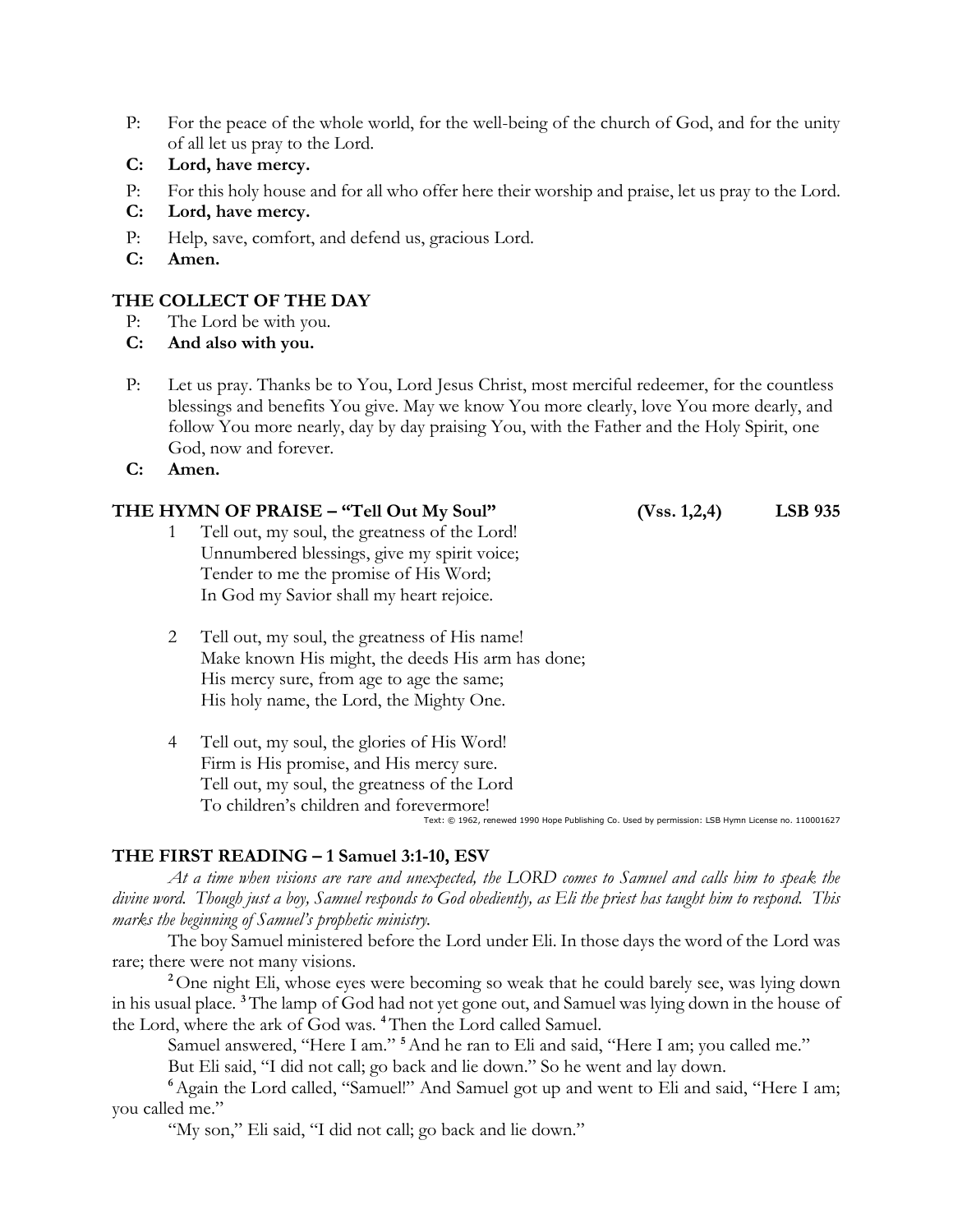P: For the peace of the whole world, for the well-being of the church of God, and for the unity of all let us pray to the Lord.

**C: Lord, have mercy.**

P: For this holy house and for all who offer here their worship and praise, let us pray to the Lord.

**C: Lord, have mercy.**

P: Help, save, comfort, and defend us, gracious Lord.

**C: Amen.**

## THE COLLECT OF THE DAY

P: The Lord be with you.

**C: And also with you.**

P: Let us pray. Thanks be to You, Lord Jesus Christ, most merciful redeemer, for the countless blessings and benefits You give. May we know You more clearly, love You more dearly, and follow You more nearly, day by day praising You, with the Father and the Holy Spirit, one God, now and forever.

**C: Amen.**

## THE HYMN OF PRAISE – "Tell Out My Soul" (Vss. 1,2,4) LSB 935

1 Tell out, my soul, the greatness of the Lord!
Unnumbered blessings, give my spirit voice;
Tender to me the promise of His Word;
In God my Savior shall my heart rejoice.

2 Tell out, my soul, the greatness of His name!
Make known His might, the deeds His arm has done;
His mercy sure, from age to age the same;
His holy name, the Lord, the Mighty One.

4 Tell out, my soul, the glories of His Word!
Firm is His promise, and His mercy sure.
Tell out, my soul, the greatness of the Lord
To children's children and forevermore!

Text: © 1962, renewed 1990 Hope Publishing Co. Used by permission: LSB Hymn License no. 110001627

## THE FIRST READING – 1 Samuel 3:1-10, ESV

*At a time when visions are rare and unexpected, the LORD comes to Samuel and calls him to speak the divine word. Though just a boy, Samuel responds to God obediently, as Eli the priest has taught him to respond. This marks the beginning of Samuel's prophetic ministry.*

The boy Samuel ministered before the Lord under Eli. In those days the word of the Lord was rare; there were not many visions.

[2] One night Eli, whose eyes were becoming so weak that he could barely see, was lying down in his usual place. [3] The lamp of God had not yet gone out, and Samuel was lying down in the house of the Lord, where the ark of God was. [4] Then the Lord called Samuel.

Samuel answered, "Here I am." [5] And he ran to Eli and said, "Here I am; you called me."

But Eli said, "I did not call; go back and lie down." So he went and lay down.

[6] Again the Lord called, "Samuel!" And Samuel got up and went to Eli and said, "Here I am; you called me."

"My son," Eli said, "I did not call; go back and lie down."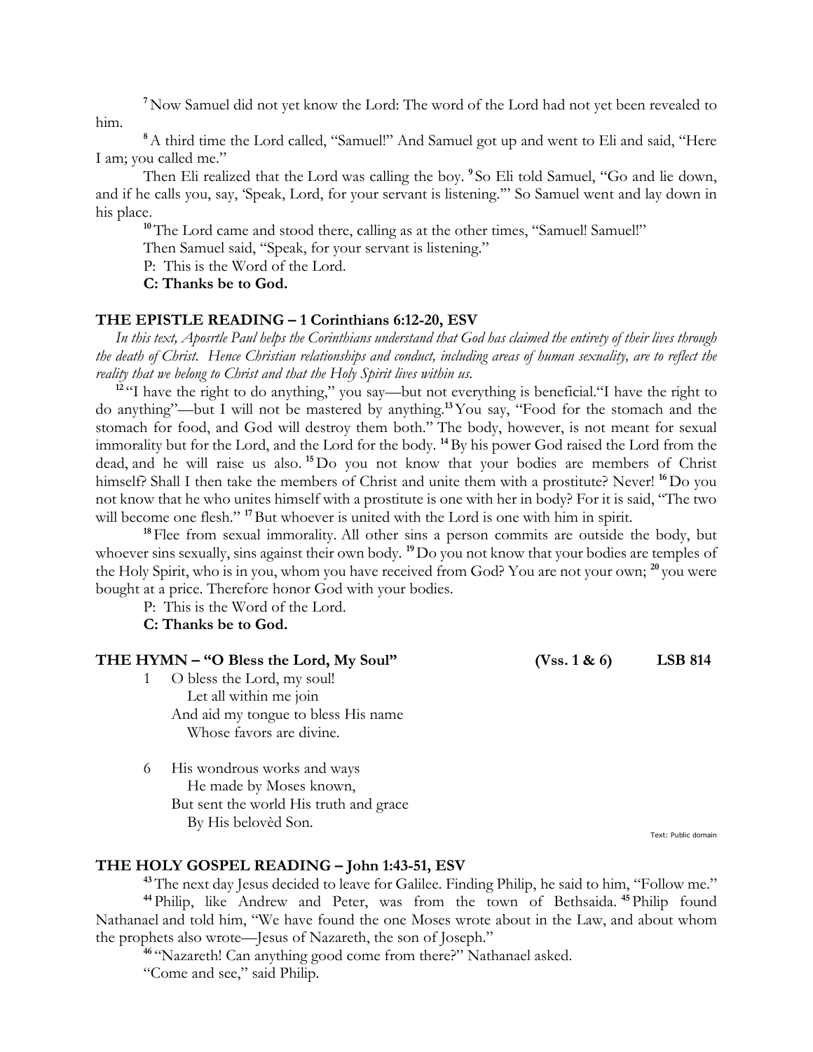[7] Now Samuel did not yet know the Lord: The word of the Lord had not yet been revealed to him.

[8] A third time the Lord called, "Samuel!" And Samuel got up and went to Eli and said, "Here I am; you called me."

Then Eli realized that the Lord was calling the boy. [9] So Eli told Samuel, "Go and lie down, and if he calls you, say, 'Speak, Lord, for your servant is listening.'" So Samuel went and lay down in his place.

[10] The Lord came and stood there, calling as at the other times, "Samuel! Samuel!"

Then Samuel said, "Speak, for your servant is listening."

P: This is the Word of the Lord.

**C: Thanks be to God.**

### THE EPISTLE READING – 1 Corinthians 6:12-20, ESV

*In this text, Aposrtle Paul helps the Corinthians understand that God has claimed the entirety of their lives through the death of Christ. Hence Christian relationships and conduct, including areas of human sexuality, are to reflect the reality that we belong to Christ and that the Holy Spirit lives within us.*

[12] "I have the right to do anything," you say—but not everything is beneficial."I have the right to do anything"—but I will not be mastered by anything.[13] You say, "Food for the stomach and the stomach for food, and God will destroy them both." The body, however, is not meant for sexual immorality but for the Lord, and the Lord for the body. [14] By his power God raised the Lord from the dead, and he will raise us also. [15] Do you not know that your bodies are members of Christ himself? Shall I then take the members of Christ and unite them with a prostitute? Never! [16] Do you not know that he who unites himself with a prostitute is one with her in body? For it is said, "The two will become one flesh." [17] But whoever is united with the Lord is one with him in spirit.

[18] Flee from sexual immorality. All other sins a person commits are outside the body, but whoever sins sexually, sins against their own body. [19] Do you not know that your bodies are temples of the Holy Spirit, who is in you, whom you have received from God? You are not your own; [20] you were bought at a price. Therefore honor God with your bodies.

P: This is the Word of the Lord.

**C: Thanks be to God.**

### THE HYMN – "O Bless the Lord, My Soul" (Vss. 1 & 6) LSB 814

1 O bless the Lord, my soul!
Let all within me join
And aid my tongue to bless His name
Whose favors are divine.

6 His wondrous works and ways
He made by Moses known,
But sent the world His truth and grace
By His belovèd Son.

Text: Public domain

### THE HOLY GOSPEL READING – John 1:43-51, ESV

[43] The next day Jesus decided to leave for Galilee. Finding Philip, he said to him, "Follow me."

[44] Philip, like Andrew and Peter, was from the town of Bethsaida. [45] Philip found Nathanael and told him, "We have found the one Moses wrote about in the Law, and about whom the prophets also wrote—Jesus of Nazareth, the son of Joseph."

[46] "Nazareth! Can anything good come from there?" Nathanael asked.

"Come and see," said Philip.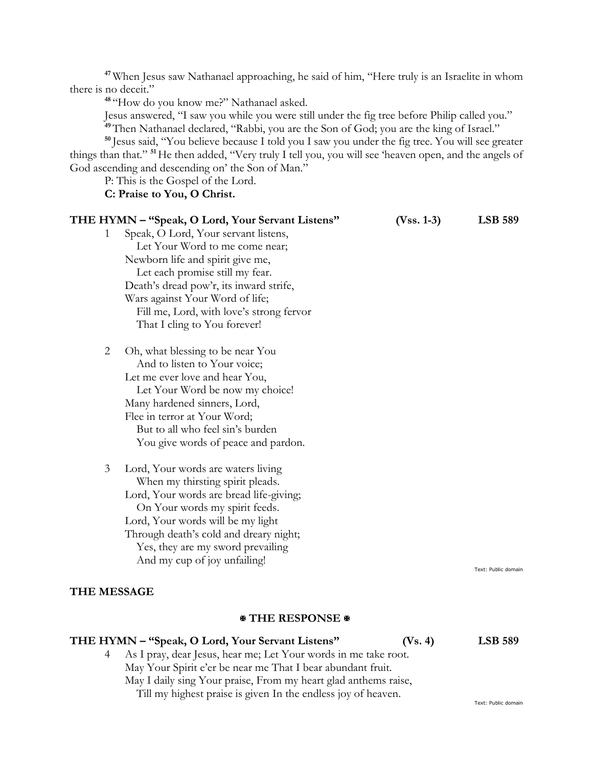[47] When Jesus saw Nathanael approaching, he said of him, "Here truly is an Israelite in whom there is no deceit."

[48] "How do you know me?" Nathanael asked.

Jesus answered, "I saw you while you were still under the fig tree before Philip called you."

[49] Then Nathanael declared, "Rabbi, you are the Son of God; you are the king of Israel."

[50] Jesus said, "You believe because I told you I saw you under the fig tree. You will see greater things than that." [51] He then added, "Very truly I tell you, you will see 'heaven open, and the angels of God ascending and descending on' the Son of Man."

P: This is the Gospel of the Lord.

**C: Praise to You, O Christ.**

**THE HYMN – "Speak, O Lord, Your Servant Listens" (Vss. 1-3) LSB 589**

1 Speak, O Lord, Your servant listens,
Let Your Word to me come near;
Newborn life and spirit give me,
Let each promise still my fear.
Death's dread pow'r, its inward strife,
Wars against Your Word of life;
Fill me, Lord, with love's strong fervor
That I cling to You forever!

2 Oh, what blessing to be near You
And to listen to Your voice;
Let me ever love and hear You,
Let Your Word be now my choice!
Many hardened sinners, Lord,
Flee in terror at Your Word;
But to all who feel sin's burden
You give words of peace and pardon.

3 Lord, Your words are waters living
When my thirsting spirit pleads.
Lord, Your words are bread life-giving;
On Your words my spirit feeds.
Lord, Your words will be my light
Through death's cold and dreary night;
Yes, they are my sword prevailing
And my cup of joy unfailing!

Text: Public domain

**THE MESSAGE**

**✠ THE RESPONSE ✠**

**THE HYMN – "Speak, O Lord, Your Servant Listens" (Vs. 4) LSB 589**

4 As I pray, dear Jesus, hear me; Let Your words in me take root.
May Your Spirit e'er be near me That I bear abundant fruit.
May I daily sing Your praise, From my heart glad anthems raise,
Till my highest praise is given In the endless joy of heaven.

Text: Public domain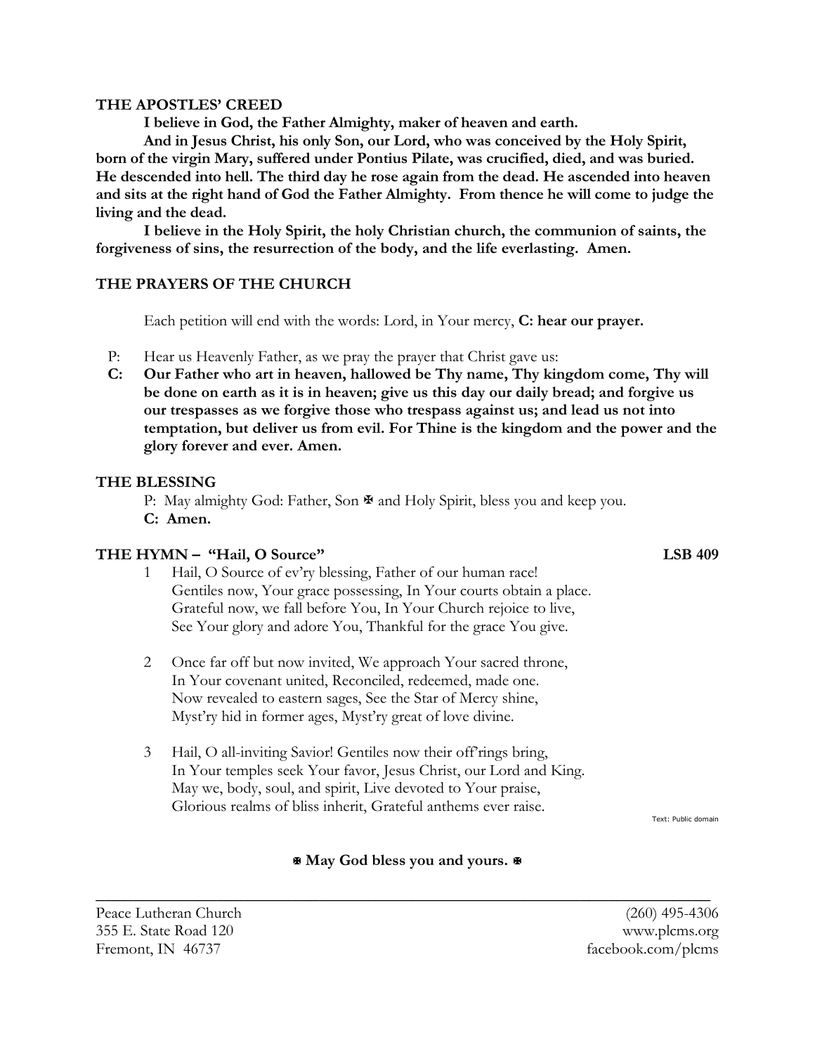**THE APOSTLES' CREED**

**I believe in God, the Father Almighty, maker of heaven and earth.**

**And in Jesus Christ, his only Son, our Lord, who was conceived by the Holy Spirit, born of the virgin Mary, suffered under Pontius Pilate, was crucified, died, and was buried. He descended into hell. The third day he rose again from the dead. He ascended into heaven and sits at the right hand of God the Father Almighty. From thence he will come to judge the living and the dead.**

**I believe in the Holy Spirit, the holy Christian church, the communion of saints, the forgiveness of sins, the resurrection of the body, and the life everlasting. Amen.**

**THE PRAYERS OF THE CHURCH**

Each petition will end with the words: Lord, in Your mercy, **C: hear our prayer.**

P: Hear us Heavenly Father, as we pray the prayer that Christ gave us:

**C: Our Father who art in heaven, hallowed be Thy name, Thy kingdom come, Thy will be done on earth as it is in heaven; give us this day our daily bread; and forgive us our trespasses as we forgive those who trespass against us; and lead us not into temptation, but deliver us from evil. For Thine is the kingdom and the power and the glory forever and ever. Amen.**

**THE BLESSING**

P: May almighty God: Father, Son ✠ and Holy Spirit, bless you and keep you.
**C: Amen.**

**THE HYMN – "Hail, O Source"** **LSB 409**

1 Hail, O Source of ev'ry blessing, Father of our human race!
Gentiles now, Your grace possessing, In Your courts obtain a place.
Grateful now, we fall before You, In Your Church rejoice to live,
See Your glory and adore You, Thankful for the grace You give.

2 Once far off but now invited, We approach Your sacred throne,
In Your covenant united, Reconciled, redeemed, made one.
Now revealed to eastern sages, See the Star of Mercy shine,
Myst'ry hid in former ages, Myst'ry great of love divine.

3 Hail, O all-inviting Savior! Gentiles now their off'rings bring,
In Your temples seek Your favor, Jesus Christ, our Lord and King.
May we, body, soul, and spirit, Live devoted to Your praise,
Glorious realms of bliss inherit, Grateful anthems ever raise.

Text: Public domain

**✠ May God bless you and yours. ✠**

---

Peace Lutheran Church
355 E. State Road 120
Fremont, IN 46737

(260) 495-4306
www.plcms.org
facebook.com/plcms